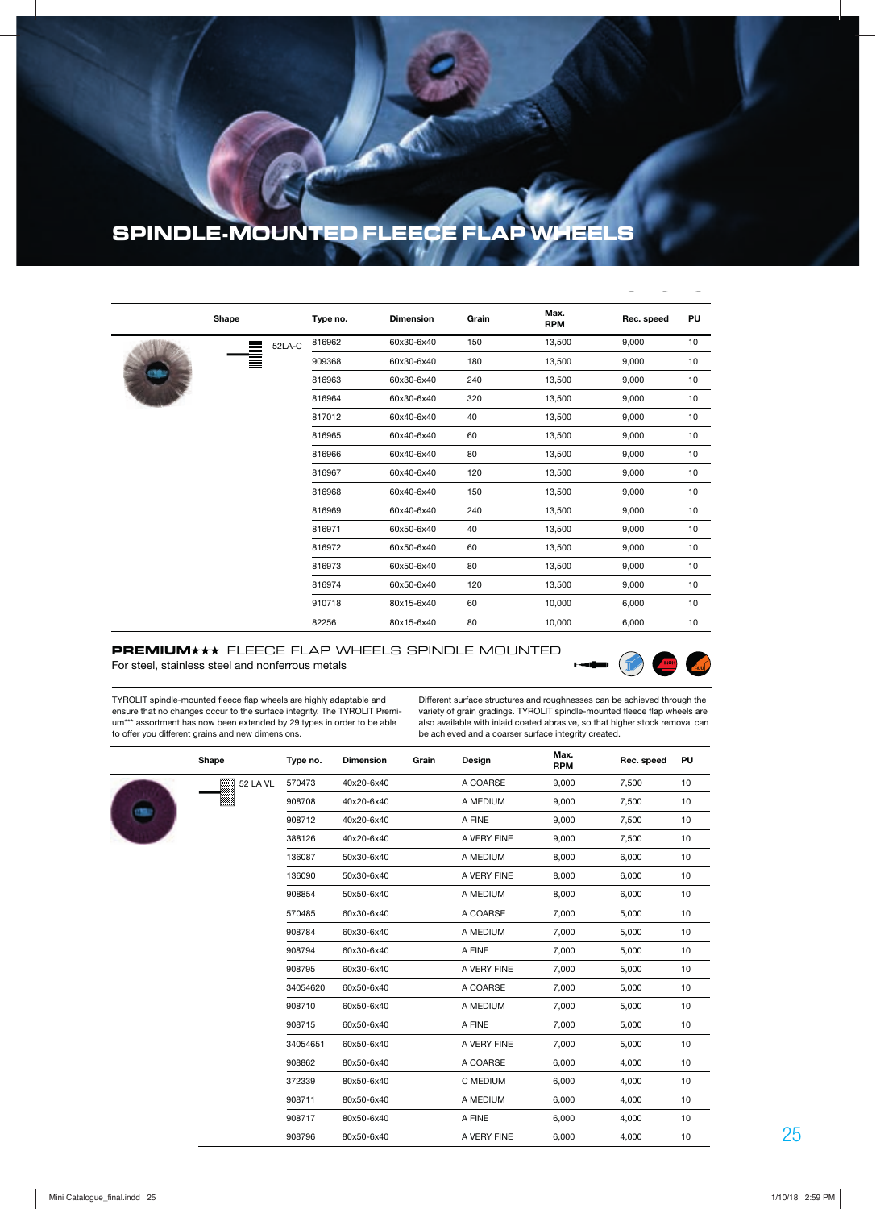# SPINDLE-MOUNTED FLEECE FLAP WHEELS

| Shape | Type no. | Dimension | Grain | Max. RPM | Rec. speed | PU |
|---|---|---|---|---|---|---|
| 52LA-C | 816962 | 60x30-6x40 | 150 | 13,500 | 9,000 | 10 |
| | 909368 | 60x30-6x40 | 180 | 13,500 | 9,000 | 10 |
| | 816963 | 60x30-6x40 | 240 | 13,500 | 9,000 | 10 |
| | 816964 | 60x30-6x40 | 320 | 13,500 | 9,000 | 10 |
| | 817012 | 60x40-6x40 | 40 | 13,500 | 9,000 | 10 |
| | 816965 | 60x40-6x40 | 60 | 13,500 | 9,000 | 10 |
| | 816966 | 60x40-6x40 | 80 | 13,500 | 9,000 | 10 |
| | 816967 | 60x40-6x40 | 120 | 13,500 | 9,000 | 10 |
| | 816968 | 60x40-6x40 | 150 | 13,500 | 9,000 | 10 |
| | 816969 | 60x40-6x40 | 240 | 13,500 | 9,000 | 10 |
| | 816971 | 60x50-6x40 | 40 | 13,500 | 9,000 | 10 |
| | 816972 | 60x50-6x40 | 60 | 13,500 | 9,000 | 10 |
| | 816973 | 60x50-6x40 | 80 | 13,500 | 9,000 | 10 |
| | 816974 | 60x50-6x40 | 120 | 13,500 | 9,000 | 10 |
| | 910718 | 80x15-6x40 | 60 | 10,000 | 6,000 | 10 |
| | 82256 | 80x15-6x40 | 80 | 10,000 | 6,000 | 10 |

## PREMIUM★★★ FLEECE FLAP WHEELS SPINDLE MOUNTED

For steel, stainless steel and nonferrous metals

TYROLIT spindle-mounted fleece flap wheels are highly adaptable and ensure that no changes occur to the surface integrity. The TYROLIT Premium*** assortment has now been extended by 29 types in order to be able to offer you different grains and new dimensions.

Different surface structures and roughnesses can be achieved through the variety of grain gradings. TYROLIT spindle-mounted fleece flap wheels are also available with inlaid coated abrasive, so that higher stock removal can be achieved and a coarser surface integrity created.

| Shape | Type no. | Dimension | Grain | Design | Max. RPM | Rec. speed | PU |
|---|---|---|---|---|---|---|---|
| 52 LA VL | 570473 | 40x20-6x40 | | A COARSE | 9,000 | 7,500 | 10 |
| | 908708 | 40x20-6x40 | | A MEDIUM | 9,000 | 7,500 | 10 |
| | 908712 | 40x20-6x40 | | A FINE | 9,000 | 7,500 | 10 |
| | 388126 | 40x20-6x40 | | A VERY FINE | 9,000 | 7,500 | 10 |
| | 136087 | 50x30-6x40 | | A MEDIUM | 8,000 | 6,000 | 10 |
| | 136090 | 50x30-6x40 | | A VERY FINE | 8,000 | 6,000 | 10 |
| | 908854 | 50x50-6x40 | | A MEDIUM | 8,000 | 6,000 | 10 |
| | 570485 | 60x30-6x40 | | A COARSE | 7,000 | 5,000 | 10 |
| | 908784 | 60x30-6x40 | | A MEDIUM | 7,000 | 5,000 | 10 |
| | 908794 | 60x30-6x40 | | A FINE | 7,000 | 5,000 | 10 |
| | 908795 | 60x30-6x40 | | A VERY FINE | 7,000 | 5,000 | 10 |
| | 34054620 | 60x50-6x40 | | A COARSE | 7,000 | 5,000 | 10 |
| | 908710 | 60x50-6x40 | | A MEDIUM | 7,000 | 5,000 | 10 |
| | 908715 | 60x50-6x40 | | A FINE | 7,000 | 5,000 | 10 |
| | 34054651 | 60x50-6x40 | | A VERY FINE | 7,000 | 5,000 | 10 |
| | 908862 | 80x50-6x40 | | A COARSE | 6,000 | 4,000 | 10 |
| | 372339 | 80x50-6x40 | | C MEDIUM | 6,000 | 4,000 | 10 |
| | 908711 | 80x50-6x40 | | A MEDIUM | 6,000 | 4,000 | 10 |
| | 908717 | 80x50-6x40 | | A FINE | 6,000 | 4,000 | 10 |
| | 908796 | 80x50-6x40 | | A VERY FINE | 6,000 | 4,000 | 10 |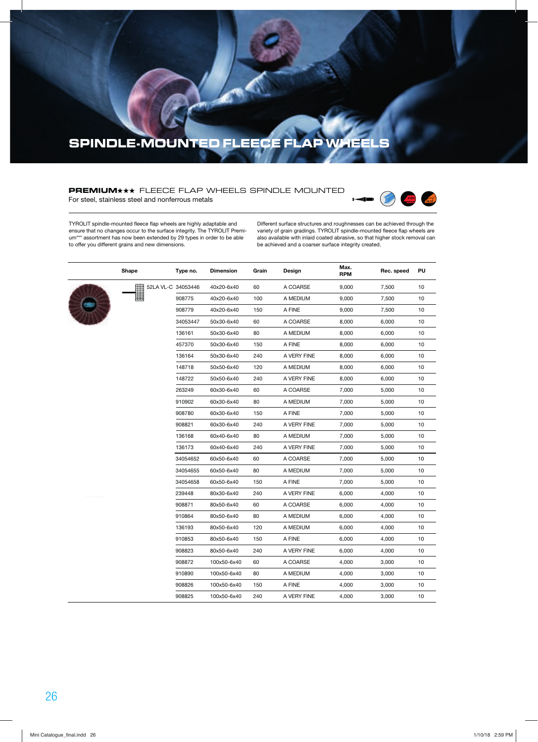# SPINDLE-MOUNTED FLEECE FLAP WHEELS

## PREMIUM★★★ FLEECE FLAP WHEELS SPINDLE MOUNTED

For steel, stainless steel and nonferrous metals

TYROLIT spindle-mounted fleece flap wheels are highly adaptable and ensure that no changes occur to the surface integrity. The TYROLIT Premium*** assortment has now been extended by 29 types in order to be able to offer you different grains and new dimensions.

Different surface structures and roughnesses can be achieved through the variety of grain gradings. TYROLIT spindle-mounted fleece flap wheels are also available with inlaid coated abrasive, so that higher stock removal can be achieved and a coarser surface integrity created.

| Shape | Type no. | Dimension | Grain | Design | Max. RPM | Rec. speed | PU |
|---|---|---|---|---|---|---|---|
| 52LA VL-C | 34053446 | 40x20-6x40 | 60 | A COARSE | 9,000 | 7,500 | 10 |
| | 908775 | 40x20-6x40 | 100 | A MEDIUM | 9,000 | 7,500 | 10 |
| | 908779 | 40x20-6x40 | 150 | A FINE | 9,000 | 7,500 | 10 |
| | 34053447 | 50x30-6x40 | 60 | A COARSE | 8,000 | 6,000 | 10 |
| | 136161 | 50x30-6x40 | 80 | A MEDIUM | 8,000 | 6,000 | 10 |
| | 457370 | 50x30-6x40 | 150 | A FINE | 8,000 | 6,000 | 10 |
| | 136164 | 50x30-6x40 | 240 | A VERY FINE | 8,000 | 6,000 | 10 |
| | 148718 | 50x50-6x40 | 120 | A MEDIUM | 8,000 | 6,000 | 10 |
| | 148722 | 50x50-6x40 | 240 | A VERY FINE | 8,000 | 6,000 | 10 |
| | 263249 | 60x30-6x40 | 60 | A COARSE | 7,000 | 5,000 | 10 |
| | 910902 | 60x30-6x40 | 80 | A MEDIUM | 7,000 | 5,000 | 10 |
| | 908780 | 60x30-6x40 | 150 | A FINE | 7,000 | 5,000 | 10 |
| | 908821 | 60x30-6x40 | 240 | A VERY FINE | 7,000 | 5,000 | 10 |
| | 136168 | 60x40-6x40 | 80 | A MEDIUM | 7,000 | 5,000 | 10 |
| | 136173 | 60x40-6x40 | 240 | A VERY FINE | 7,000 | 5,000 | 10 |
| | 34054652 | 60x50-6x40 | 60 | A COARSE | 7,000 | 5,000 | 10 |
| | 34054655 | 60x50-6x40 | 80 | A MEDIUM | 7,000 | 5,000 | 10 |
| | 34054658 | 60x50-6x40 | 150 | A FINE | 7,000 | 5,000 | 10 |
| | 239448 | 80x30-6x40 | 240 | A VERY FINE | 6,000 | 4,000 | 10 |
| | 908871 | 80x50-6x40 | 60 | A COARSE | 6,000 | 4,000 | 10 |
| | 910864 | 80x50-6x40 | 80 | A MEDIUM | 6,000 | 4,000 | 10 |
| | 136193 | 80x50-6x40 | 120 | A MEDIUM | 6,000 | 4,000 | 10 |
| | 910853 | 80x50-6x40 | 150 | A FINE | 6,000 | 4,000 | 10 |
| | 908823 | 80x50-6x40 | 240 | A VERY FINE | 6,000 | 4,000 | 10 |
| | 908872 | 100x50-6x40 | 60 | A COARSE | 4,000 | 3,000 | 10 |
| | 910890 | 100x50-6x40 | 80 | A MEDIUM | 4,000 | 3,000 | 10 |
| | 908826 | 100x50-6x40 | 150 | A FINE | 4,000 | 3,000 | 10 |
| | 908825 | 100x50-6x40 | 240 | A VERY FINE | 4,000 | 3,000 | 10 |